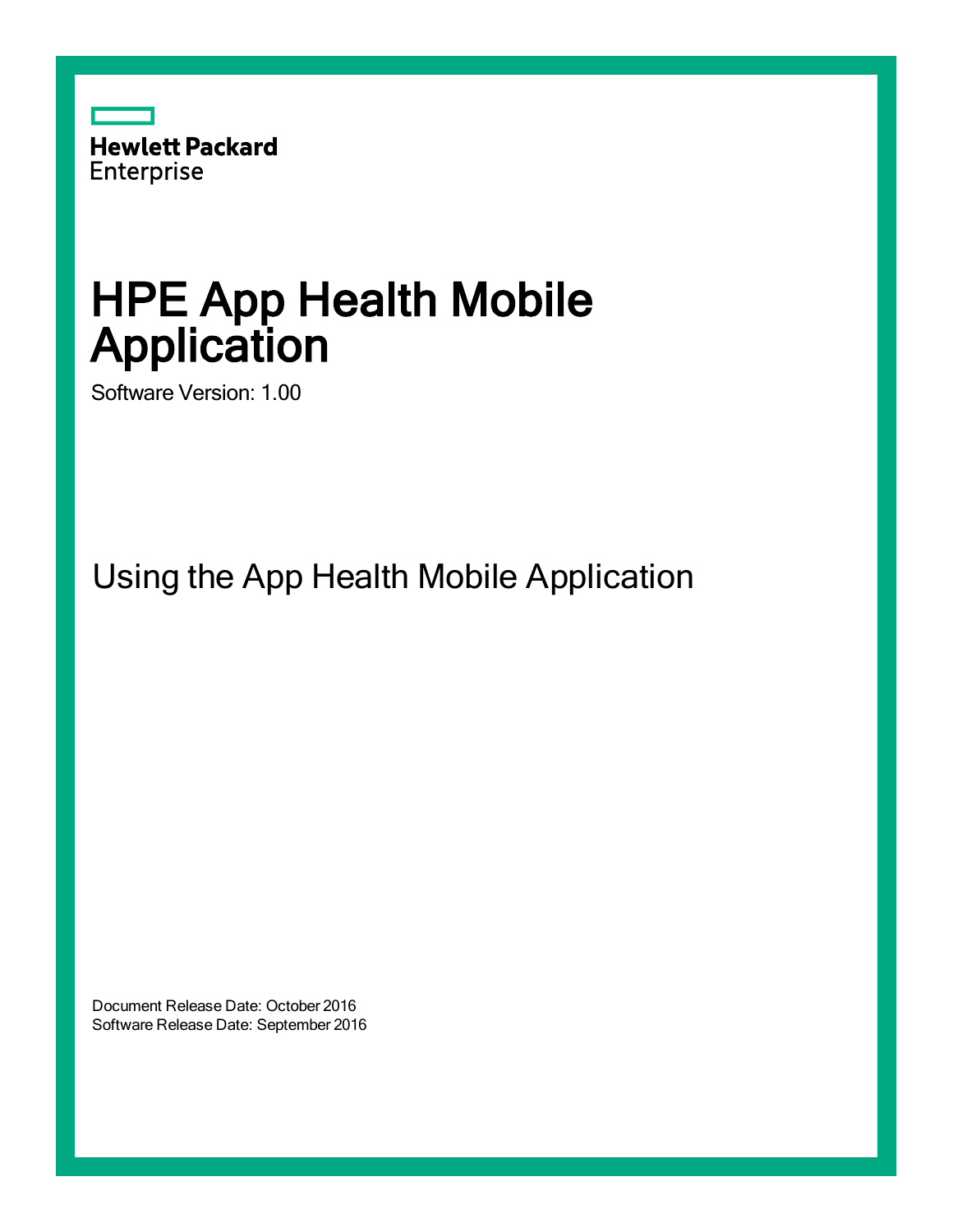Hewlett Packard
Enterprise

# HPE App Health Mobile Application

Software Version: 1.00

## Using the App Health Mobile Application

Document Release Date: October 2016
Software Release Date: September 2016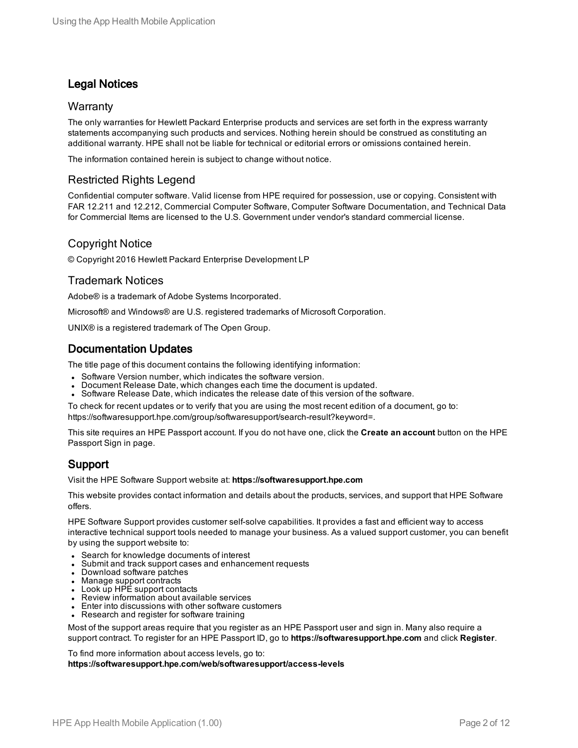## Legal Notices

### Warranty

The only warranties for Hewlett Packard Enterprise products and services are set forth in the express warranty statements accompanying such products and services. Nothing herein should be construed as constituting an additional warranty. HPE shall not be liable for technical or editorial errors or omissions contained herein.

The information contained herein is subject to change without notice.

### Restricted Rights Legend

Confidential computer software. Valid license from HPE required for possession, use or copying. Consistent with FAR 12.211 and 12.212, Commercial Computer Software, Computer Software Documentation, and Technical Data for Commercial Items are licensed to the U.S. Government under vendor's standard commercial license.

### Copyright Notice

© Copyright 2016 Hewlett Packard Enterprise Development LP

### Trademark Notices

Adobe® is a trademark of Adobe Systems Incorporated.

Microsoft® and Windows® are U.S. registered trademarks of Microsoft Corporation.

UNIX® is a registered trademark of The Open Group.

## Documentation Updates

The title page of this document contains the following identifying information:

- Software Version number, which indicates the software version.
- Document Release Date, which changes each time the document is updated.
- Software Release Date, which indicates the release date of this version of the software.

To check for recent updates or to verify that you are using the most recent edition of a document, go to: https://softwaresupport.hpe.com/group/softwaresupport/search-result?keyword=.

This site requires an HPE Passport account. If you do not have one, click the **Create an account** button on the HPE Passport Sign in page.

## Support

Visit the HPE Software Support website at: **https://softwaresupport.hpe.com**

This website provides contact information and details about the products, services, and support that HPE Software offers.

HPE Software Support provides customer self-solve capabilities. It provides a fast and efficient way to access interactive technical support tools needed to manage your business. As a valued support customer, you can benefit by using the support website to:

- Search for knowledge documents of interest
- Submit and track support cases and enhancement requests
- Download software patches
- Manage support contracts
- Look up HPE support contacts
- Review information about available services
- Enter into discussions with other software customers
- Research and register for software training

Most of the support areas require that you register as an HPE Passport user and sign in. Many also require a support contract. To register for an HPE Passport ID, go to **https://softwaresupport.hpe.com** and click **Register**.

To find more information about access levels, go to:
**https://softwaresupport.hpe.com/web/softwaresupport/access-levels**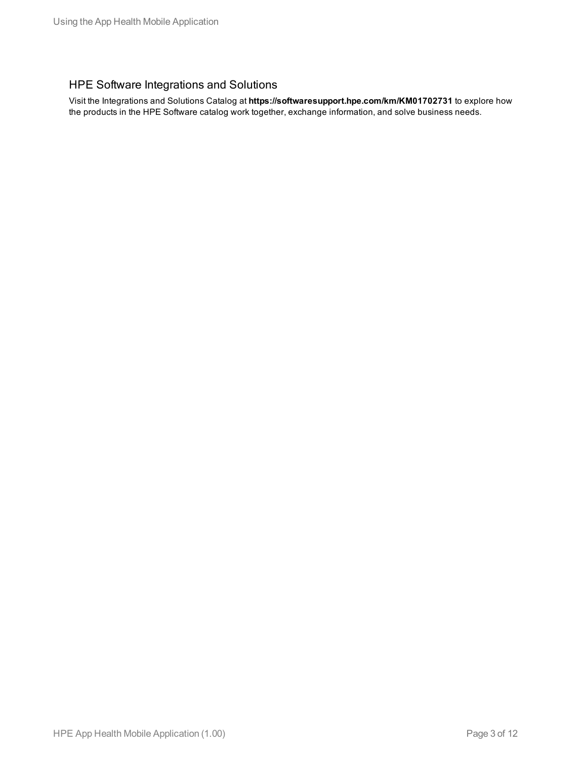## HPE Software Integrations and Solutions

Visit the Integrations and Solutions Catalog at **https://softwaresupport.hpe.com/km/KM01702731** to explore how the products in the HPE Software catalog work together, exchange information, and solve business needs.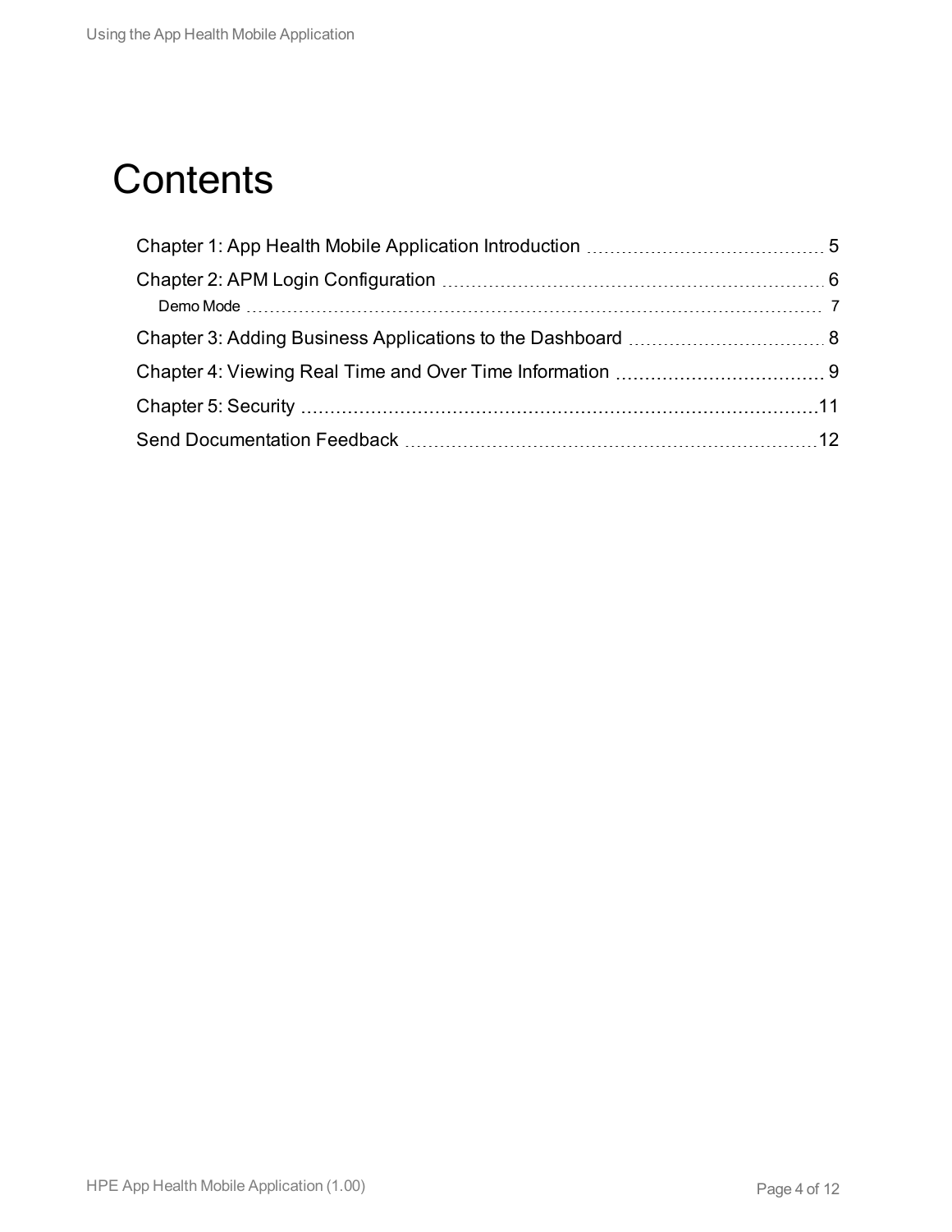# Contents

Chapter 1: App Health Mobile Application Introduction ..... 5

Chapter 2: APM Login Configuration ..... 6

- Demo Mode ..... 7

Chapter 3: Adding Business Applications to the Dashboard ..... 8

Chapter 4: Viewing Real Time and Over Time Information ..... 9

Chapter 5: Security ..... 11

Send Documentation Feedback ..... 12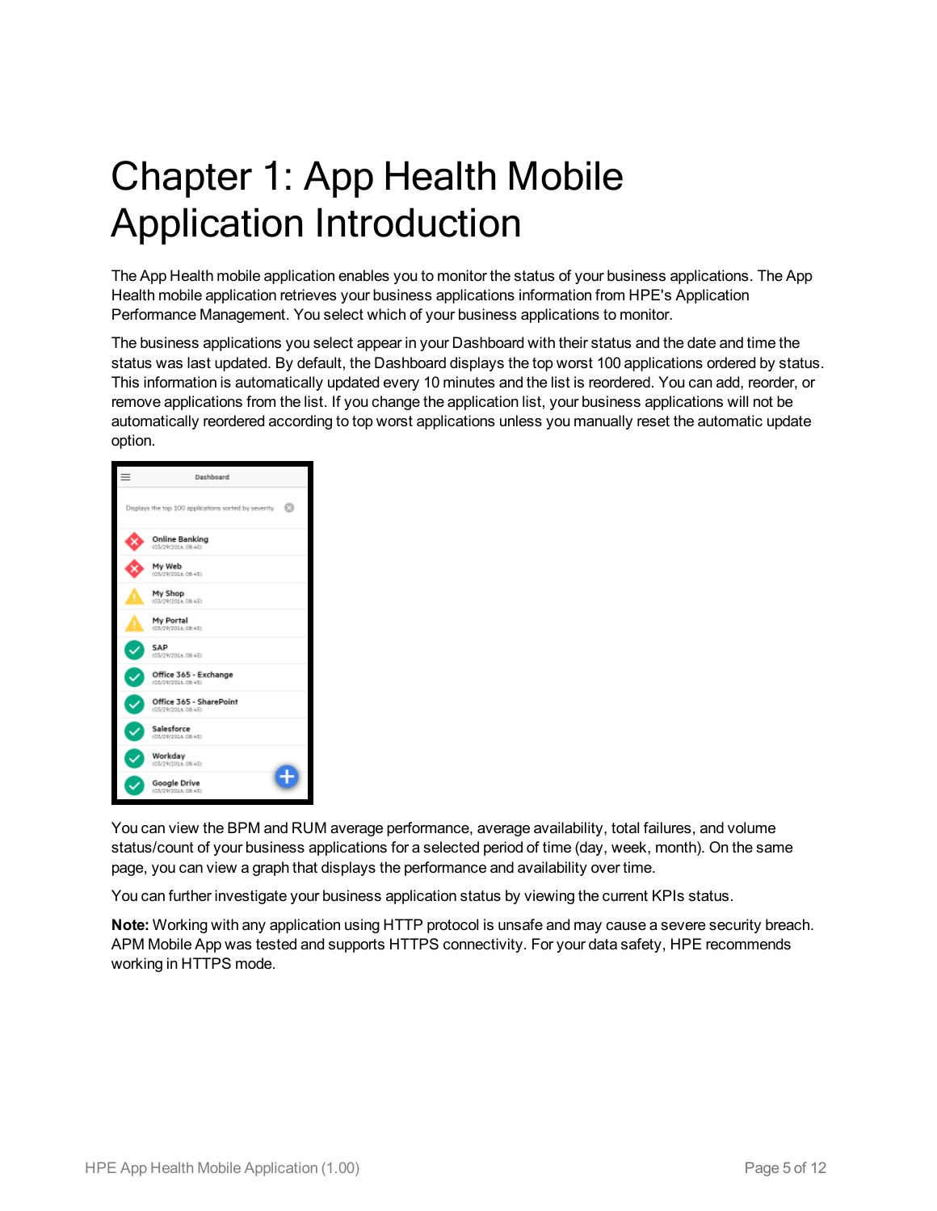# Chapter 1: App Health Mobile Application Introduction

The App Health mobile application enables you to monitor the status of your business applications. The App Health mobile application retrieves your business applications information from HPE's Application Performance Management. You select which of your business applications to monitor.

The business applications you select appear in your Dashboard with their status and the date and time the status was last updated. By default, the Dashboard displays the top worst 100 applications ordered by status. This information is automatically updated every 10 minutes and the list is reordered. You can add, reorder, or remove applications from the list. If you change the application list, your business applications will not be automatically reordered according to top worst applications unless you manually reset the automatic update option.

You can view the BPM and RUM average performance, average availability, total failures, and volume status/count of your business applications for a selected period of time (day, week, month). On the same page, you can view a graph that displays the performance and availability over time.

You can further investigate your business application status by viewing the current KPIs status.

**Note:** Working with any application using HTTP protocol is unsafe and may cause a severe security breach. APM Mobile App was tested and supports HTTPS connectivity. For your data safety, HPE recommends working in HTTPS mode.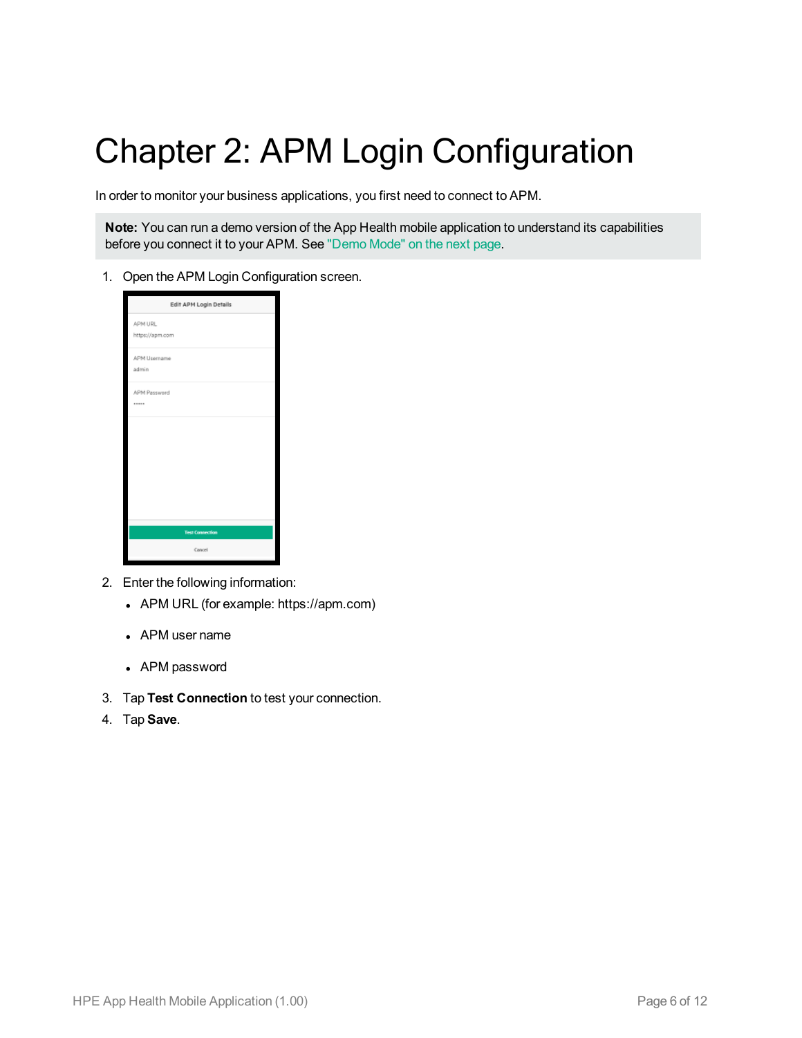# Chapter 2: APM Login Configuration

In order to monitor your business applications, you first need to connect to APM.

> **Note:** You can run a demo version of the App Health mobile application to understand its capabilities before you connect it to your APM. See "Demo Mode" on the next page.

1. Open the APM Login Configuration screen.

2. Enter the following information:
   - APM URL (for example: https://apm.com)
   - APM user name
   - APM password

3. Tap **Test Connection** to test your connection.
4. Tap **Save**.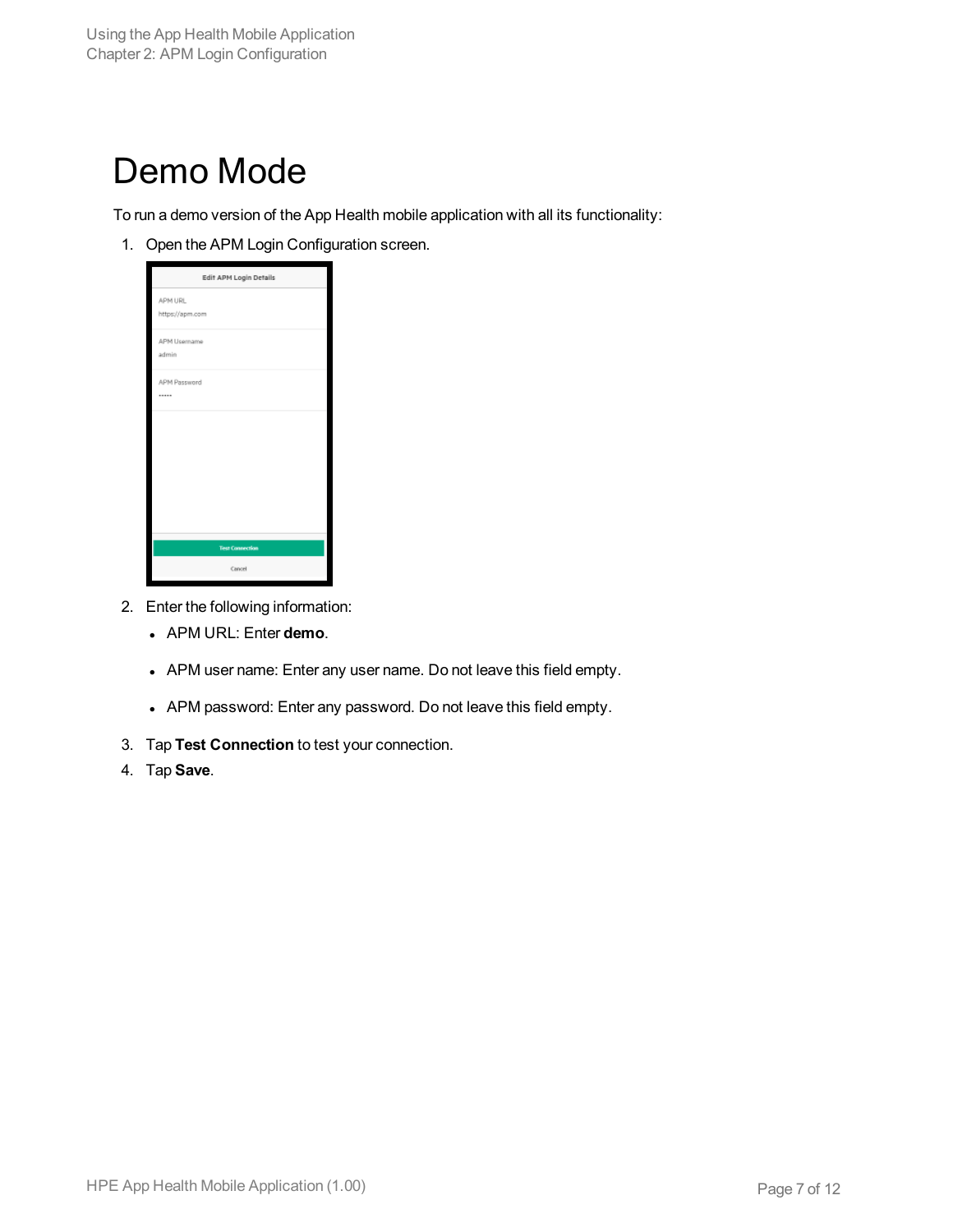# Demo Mode

To run a demo version of the App Health mobile application with all its functionality:

1. Open the APM Login Configuration screen.

2. Enter the following information:
   - APM URL: Enter **demo**.
   - APM user name: Enter any user name. Do not leave this field empty.
   - APM password: Enter any password. Do not leave this field empty.

3. Tap **Test Connection** to test your connection.
4. Tap **Save**.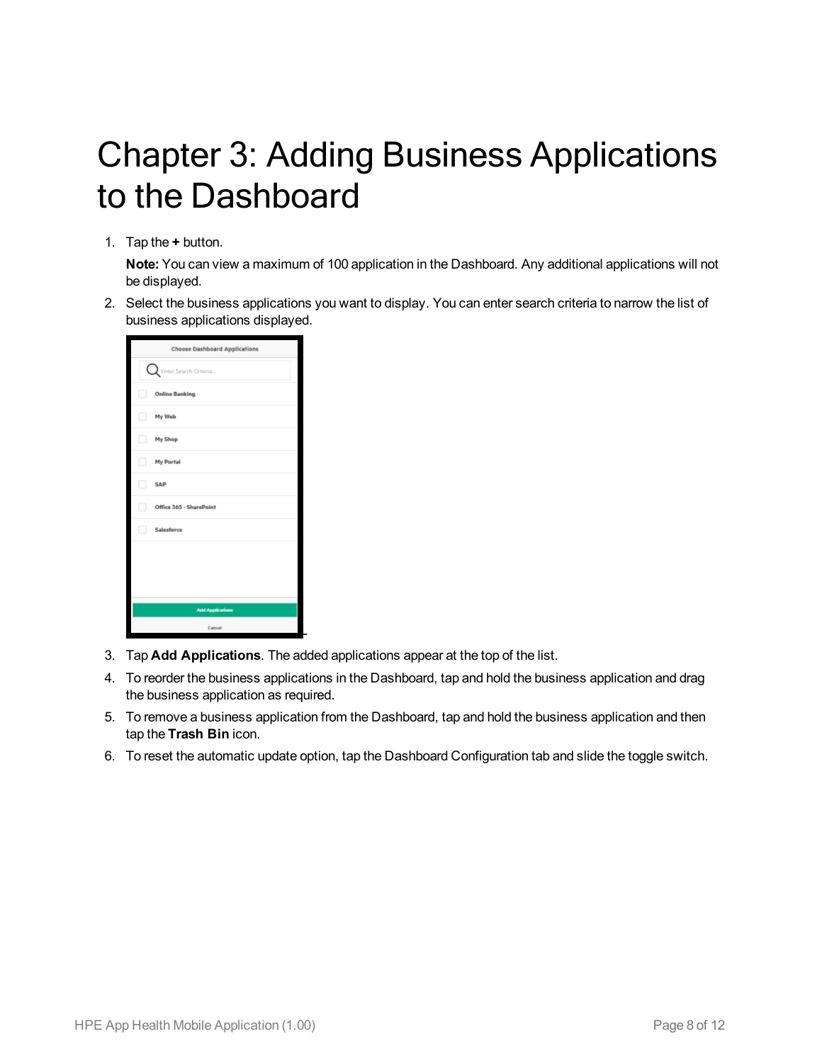# Chapter 3: Adding Business Applications to the Dashboard

1. Tap the **+** button.

   **Note:** You can view a maximum of 100 application in the Dashboard. Any additional applications will not be displayed.

2. Select the business applications you want to display. You can enter search criteria to narrow the list of business applications displayed.

3. Tap **Add Applications**. The added applications appear at the top of the list.

4. To reorder the business applications in the Dashboard, tap and hold the business application and drag the business application as required.

5. To remove a business application from the Dashboard, tap and hold the business application and then tap the **Trash Bin** icon.

6. To reset the automatic update option, tap the Dashboard Configuration tab and slide the toggle switch.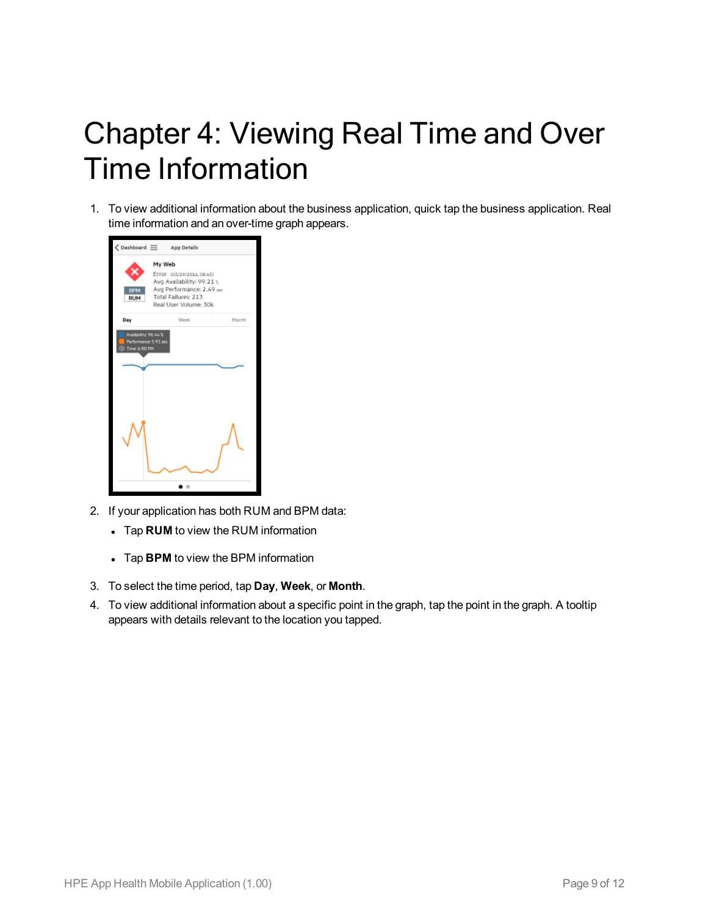# Chapter 4: Viewing Real Time and Over Time Information

1. To view additional information about the business application, quick tap the business application. Real time information and an over-time graph appears.

2. If your application has both RUM and BPM data:

   - Tap **RUM** to view the RUM information
   - Tap **BPM** to view the BPM information

3. To select the time period, tap **Day**, **Week**, or **Month**.

4. To view additional information about a specific point in the graph, tap the point in the graph. A tooltip appears with details relevant to the location you tapped.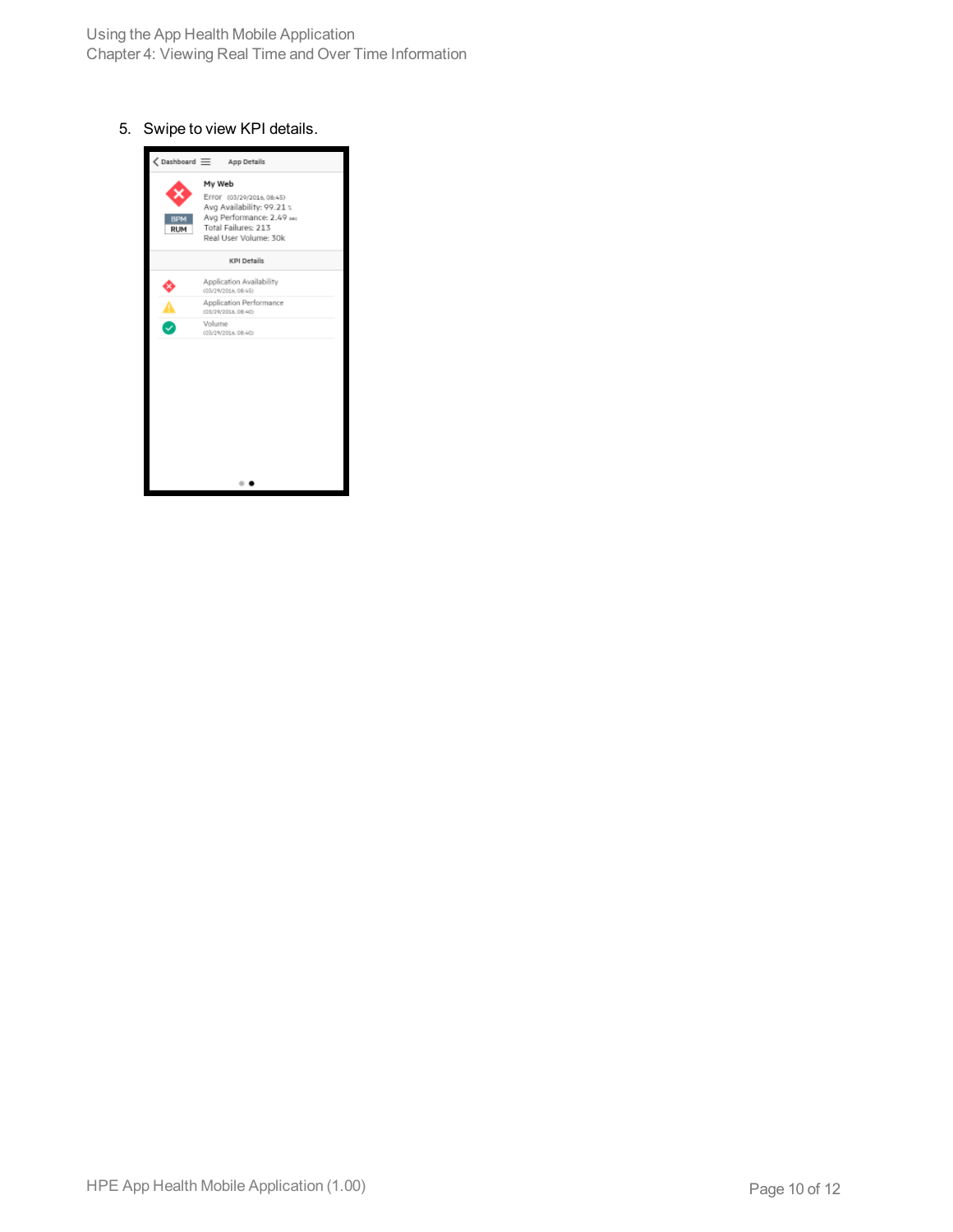5. Swipe to view KPI details.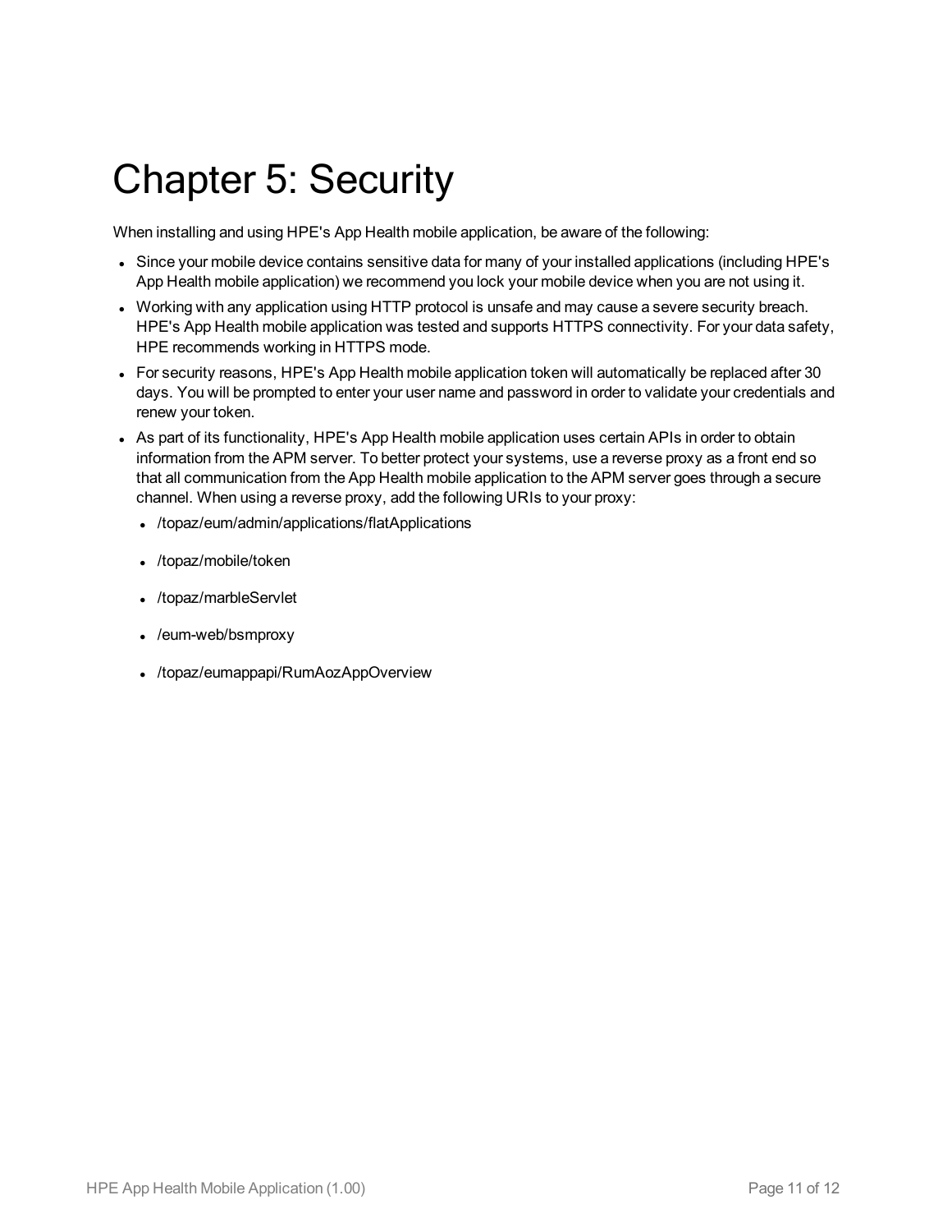# Chapter 5: Security

When installing and using HPE's App Health mobile application, be aware of the following:

- Since your mobile device contains sensitive data for many of your installed applications (including HPE's App Health mobile application) we recommend you lock your mobile device when you are not using it.
- Working with any application using HTTP protocol is unsafe and may cause a severe security breach. HPE's App Health mobile application was tested and supports HTTPS connectivity. For your data safety, HPE recommends working in HTTPS mode.
- For security reasons, HPE's App Health mobile application token will automatically be replaced after 30 days. You will be prompted to enter your user name and password in order to validate your credentials and renew your token.
- As part of its functionality, HPE's App Health mobile application uses certain APIs in order to obtain information from the APM server. To better protect your systems, use a reverse proxy as a front end so that all communication from the App Health mobile application to the APM server goes through a secure channel. When using a reverse proxy, add the following URIs to your proxy:
  - /topaz/eum/admin/applications/flatApplications
  - /topaz/mobile/token
  - /topaz/marbleServlet
  - /eum-web/bsmproxy
  - /topaz/eumappapi/RumAozAppOverview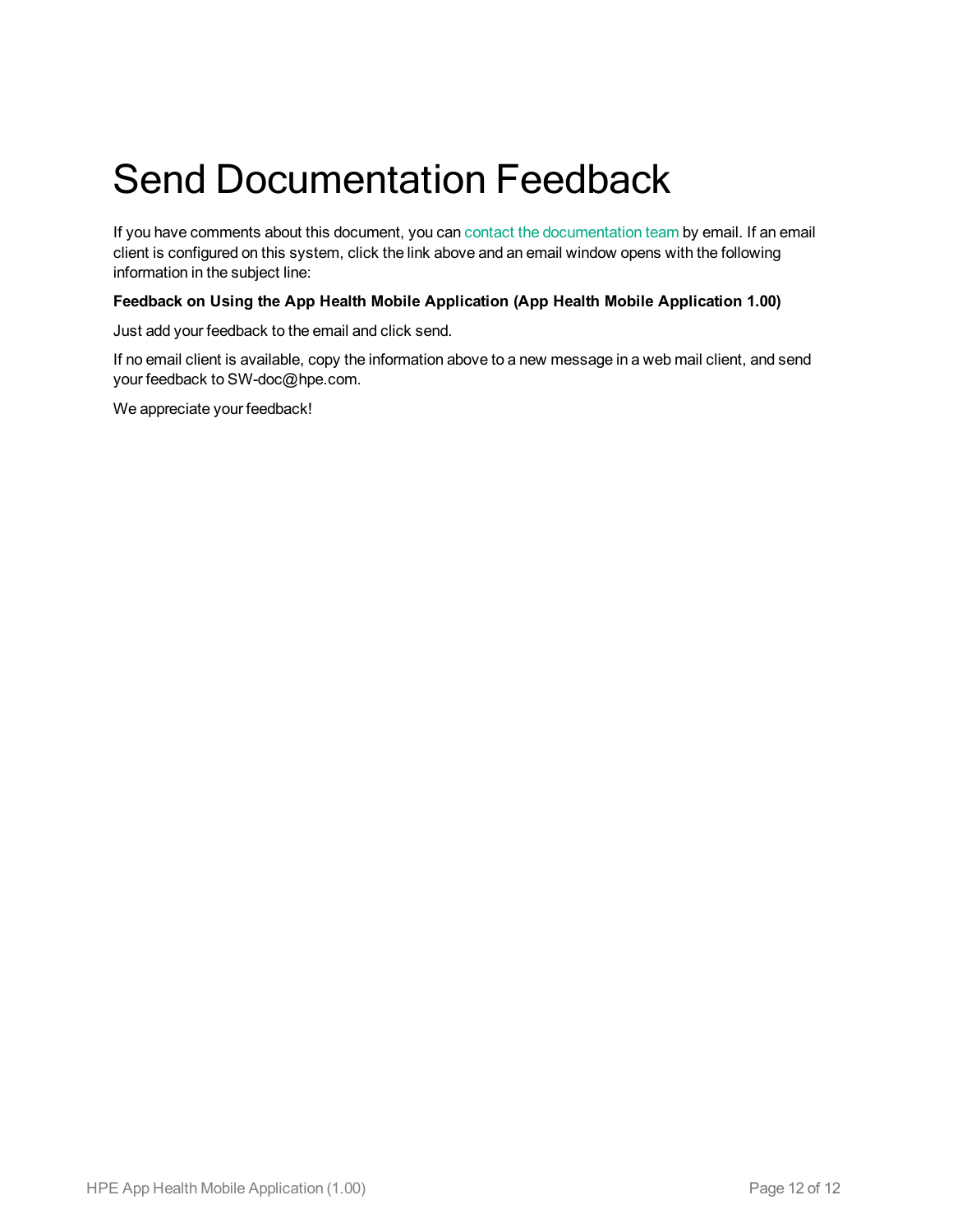# Send Documentation Feedback

If you have comments about this document, you can contact the documentation team by email. If an email client is configured on this system, click the link above and an email window opens with the following information in the subject line:

**Feedback on Using the App Health Mobile Application (App Health Mobile Application 1.00)**

Just add your feedback to the email and click send.

If no email client is available, copy the information above to a new message in a web mail client, and send your feedback to SW-doc@hpe.com.

We appreciate your feedback!